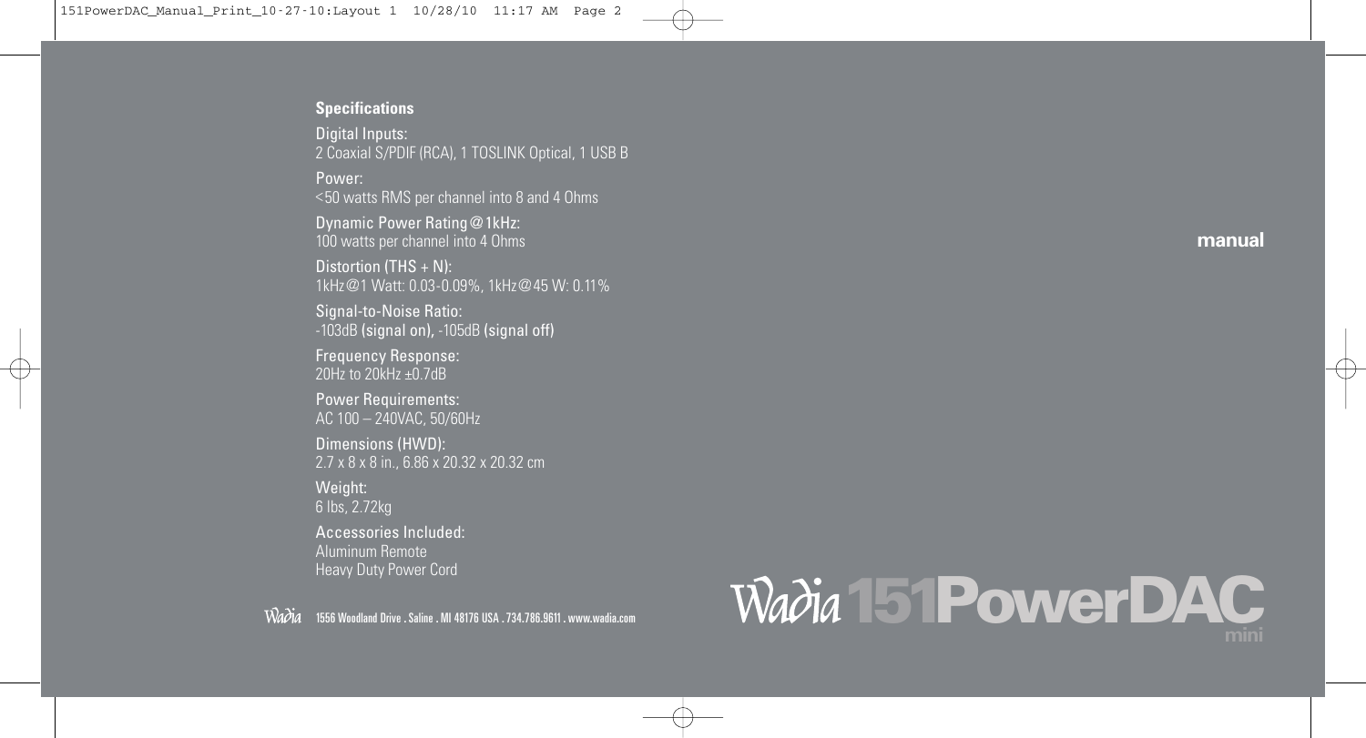**Specifications**

Digital Inputs:
2 Coaxial S/PDIF (RCA), 1 TOSLINK Optical, 1 USB B

Power:
<50 watts RMS per channel into 8 and 4 Ohms

Dynamic Power Rating@1kHz:
100 watts per channel into 4 Ohms

Distortion (THS + N):
1kHz@1 Watt: 0.03-0.09%, 1kHz@45 W: 0.11%

Signal-to-Noise Ratio:
-103dB (signal on), -105dB (signal off)

Frequency Response:
20Hz to 20kHz ±0.7dB

Power Requirements:
AC 100 – 240VAC, 50/60Hz

Dimensions (HWD):
2.7 x 8 x 8 in., 6.86 x 20.32 x 20.32 cm

Weight:
6 lbs, 2.72kg

Accessories Included:
Aluminum Remote
Heavy Duty Power Cord

Wadia 1556 Woodland Drive . Saline . MI 48176 USA . 734.786.9611 . www.wadia.com

**manual**

# Wadia 151PowerDAC mini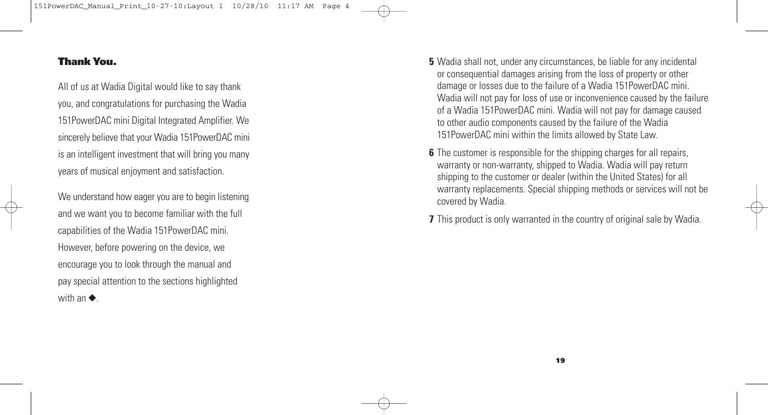## Thank You.

All of us at Wadia Digital would like to say thank you, and congratulations for purchasing the Wadia 151PowerDAC mini Digital Integrated Amplifier. We sincerely believe that your Wadia 151PowerDAC mini is an intelligent investment that will bring you many years of musical enjoyment and satisfaction.

We understand how eager you are to begin listening and we want you to become familiar with the full capabilities of the Wadia 151PowerDAC mini. However, before powering on the device, we encourage you to look through the manual and pay special attention to the sections highlighted with an ◆.

**5** Wadia shall not, under any circumstances, be liable for any incidental or consequential damages arising from the loss of property or other damage or losses due to the failure of a Wadia 151PowerDAC mini. Wadia will not pay for loss of use or inconvenience caused by the failure of a Wadia 151PowerDAC mini. Wadia will not pay for damage caused to other audio components caused by the failure of the Wadia 151PowerDAC mini within the limits allowed by State Law.

**6** The customer is responsible for the shipping charges for all repairs, warranty or non-warranty, shipped to Wadia. Wadia will pay return shipping to the customer or dealer (within the United States) for all warranty replacements. Special shipping methods or services will not be covered by Wadia.

**7** This product is only warranted in the country of original sale by Wadia.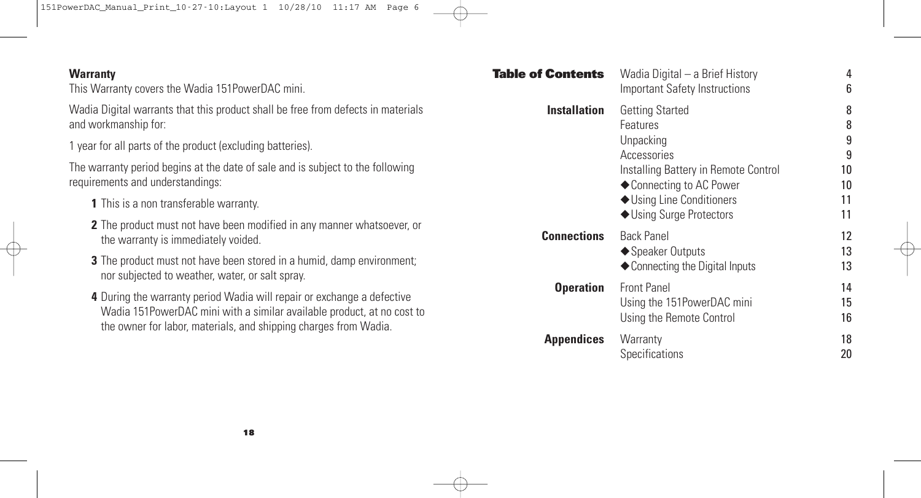## Warranty

This Warranty covers the Wadia 151PowerDAC mini.

Wadia Digital warrants that this product shall be free from defects in materials and workmanship for:

1 year for all parts of the product (excluding batteries).

The warranty period begins at the date of sale and is subject to the following requirements and understandings:

1. This is a non transferable warranty.
2. The product must not have been modified in any manner whatsoever, or the warranty is immediately voided.
3. The product must not have been stored in a humid, damp environment; nor subjected to weather, water, or salt spray.
4. During the warranty period Wadia will repair or exchange a defective Wadia 151PowerDAC mini with a similar available product, at no cost to the owner for labor, materials, and shipping charges from Wadia.

## Table of Contents

| | | |
|---|---|---|
| | Wadia Digital – a Brief History | 4 |
| | Important Safety Instructions | 6 |
| **Installation** | Getting Started | 8 |
| | Features | 8 |
| | Unpacking | 9 |
| | Accessories | 9 |
| | Installing Battery in Remote Control | 10 |
| | ◆ Connecting to AC Power | 10 |
| | ◆ Using Line Conditioners | 11 |
| | ◆ Using Surge Protectors | 11 |
| **Connections** | Back Panel | 12 |
| | ◆ Speaker Outputs | 13 |
| | ◆ Connecting the Digital Inputs | 13 |
| **Operation** | Front Panel | 14 |
| | Using the 151PowerDAC mini | 15 |
| | Using the Remote Control | 16 |
| **Appendices** | Warranty | 18 |
| | Specifications | 20 |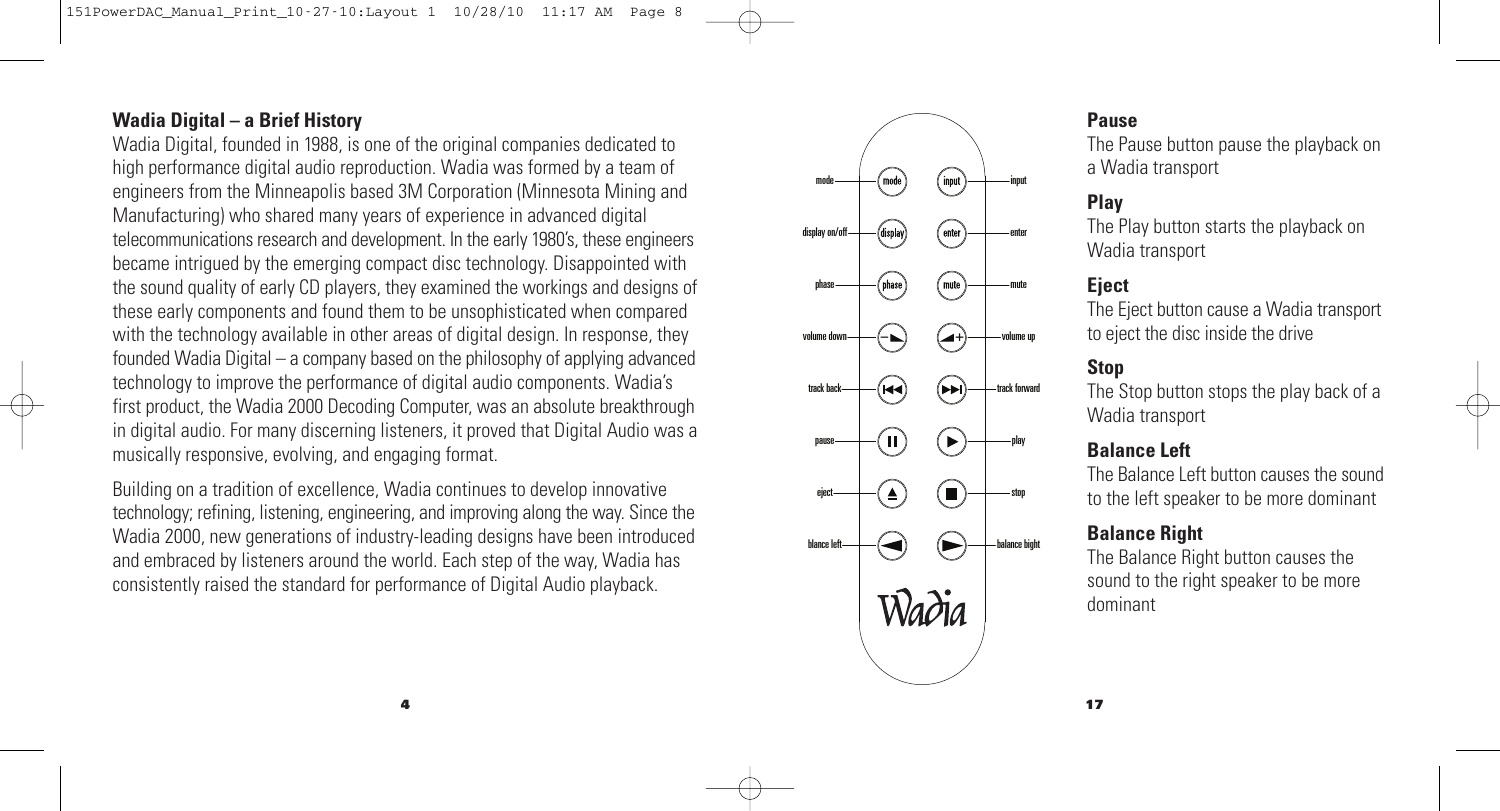## Wadia Digital – a Brief History

Wadia Digital, founded in 1988, is one of the original companies dedicated to high performance digital audio reproduction. Wadia was formed by a team of engineers from the Minneapolis based 3M Corporation (Minnesota Mining and Manufacturing) who shared many years of experience in advanced digital telecommunications research and development. In the early 1980's, these engineers became intrigued by the emerging compact disc technology. Disappointed with the sound quality of early CD players, they examined the workings and designs of these early components and found them to be unsophisticated when compared with the technology available in other areas of digital design. In response, they founded Wadia Digital – a company based on the philosophy of applying advanced technology to improve the performance of digital audio components. Wadia's first product, the Wadia 2000 Decoding Computer, was an absolute breakthrough in digital audio. For many discerning listeners, it proved that Digital Audio was a musically responsive, evolving, and engaging format.

Building on a tradition of excellence, Wadia continues to develop innovative technology; refining, listening, engineering, and improving along the way. Since the Wadia 2000, new generations of industry-leading designs have been introduced and embraced by listeners around the world. Each step of the way, Wadia has consistently raised the standard for performance of Digital Audio playback.

mode — mode | input — input
display on/off — display | enter — enter
phase — phase | mute — mute
volume down | volume up
track back | track forward
pause | play
eject | stop
blance left | balance bight

Wadia

### Pause

The Pause button pause the playback on a Wadia transport

### Play

The Play button starts the playback on Wadia transport

### Eject

The Eject button cause a Wadia transport to eject the disc inside the drive

### Stop

The Stop button stops the play back of a Wadia transport

### Balance Left

The Balance Left button causes the sound to the left speaker to be more dominant

### Balance Right

The Balance Right button causes the sound to the right speaker to be more dominant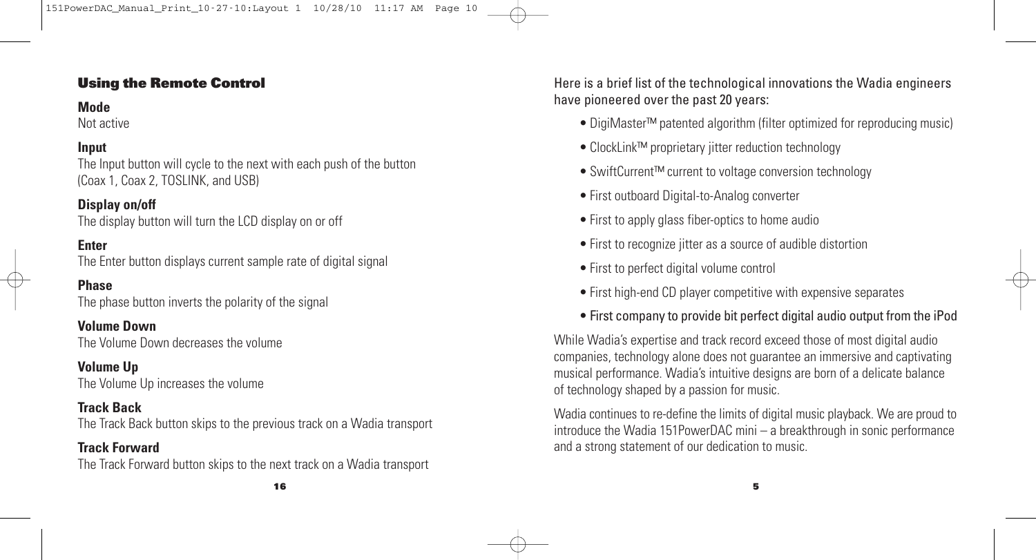## Using the Remote Control

**Mode**
Not active

**Input**
The Input button will cycle to the next with each push of the button (Coax 1, Coax 2, TOSLINK, and USB)

**Display on/off**
The display button will turn the LCD display on or off

**Enter**
The Enter button displays current sample rate of digital signal

**Phase**
The phase button inverts the polarity of the signal

**Volume Down**
The Volume Down decreases the volume

**Volume Up**
The Volume Up increases the volume

**Track Back**
The Track Back button skips to the previous track on a Wadia transport

**Track Forward**
The Track Forward button skips to the next track on a Wadia transport

Here is a brief list of the technological innovations the Wadia engineers have pioneered over the past 20 years:

- DigiMaster™ patented algorithm (filter optimized for reproducing music)
- ClockLink™ proprietary jitter reduction technology
- SwiftCurrent™ current to voltage conversion technology
- First outboard Digital-to-Analog converter
- First to apply glass fiber-optics to home audio
- First to recognize jitter as a source of audible distortion
- First to perfect digital volume control
- First high-end CD player competitive with expensive separates
- First company to provide bit perfect digital audio output from the iPod

While Wadia's expertise and track record exceed those of most digital audio companies, technology alone does not guarantee an immersive and captivating musical performance. Wadia's intuitive designs are born of a delicate balance of technology shaped by a passion for music.

Wadia continues to re-define the limits of digital music playback. We are proud to introduce the Wadia 151PowerDAC mini – a breakthrough in sonic performance and a strong statement of our dedication to music.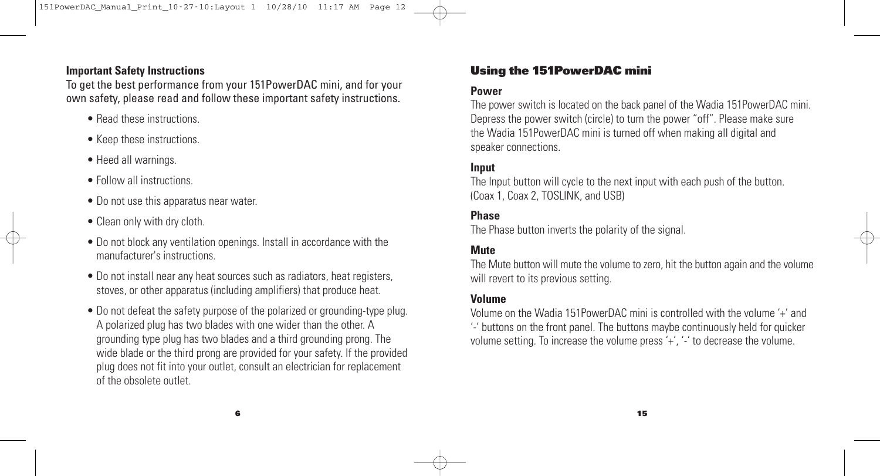**Important Safety Instructions**

To get the best performance from your 151PowerDAC mini, and for your own safety, please read and follow these important safety instructions.

- Read these instructions.
- Keep these instructions.
- Heed all warnings.
- Follow all instructions.
- Do not use this apparatus near water.
- Clean only with dry cloth.
- Do not block any ventilation openings. Install in accordance with the manufacturer's instructions.
- Do not install near any heat sources such as radiators, heat registers, stoves, or other apparatus (including amplifiers) that produce heat.
- Do not defeat the safety purpose of the polarized or grounding-type plug. A polarized plug has two blades with one wider than the other. A grounding type plug has two blades and a third grounding prong. The wide blade or the third prong are provided for your safety. If the provided plug does not fit into your outlet, consult an electrician for replacement of the obsolete outlet.

## Using the 151PowerDAC mini

**Power**

The power switch is located on the back panel of the Wadia 151PowerDAC mini. Depress the power switch (circle) to turn the power "off". Please make sure the Wadia 151PowerDAC mini is turned off when making all digital and speaker connections.

**Input**

The Input button will cycle to the next input with each push of the button. (Coax 1, Coax 2, TOSLINK, and USB)

**Phase**

The Phase button inverts the polarity of the signal.

**Mute**

The Mute button will mute the volume to zero, hit the button again and the volume will revert to its previous setting.

**Volume**

Volume on the Wadia 151PowerDAC mini is controlled with the volume '+' and '-' buttons on the front panel. The buttons maybe continuously held for quicker volume setting. To increase the volume press '+', '-' to decrease the volume.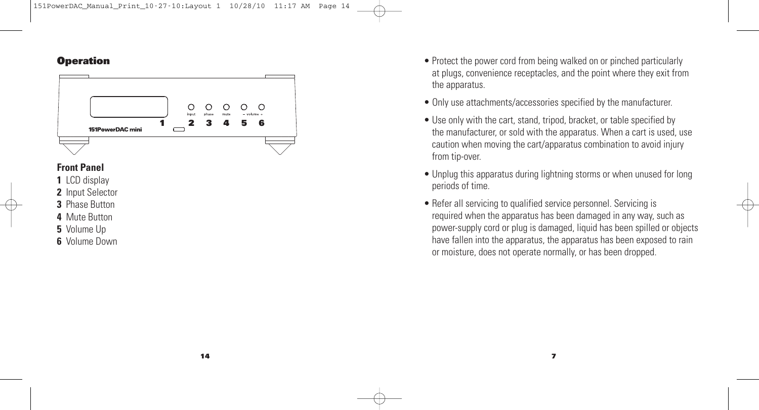## Operation

### Front Panel

**1** LCD display
**2** Input Selector
**3** Phase Button
**4** Mute Button
**5** Volume Up
**6** Volume Down

- Protect the power cord from being walked on or pinched particularly at plugs, convenience receptacles, and the point where they exit from the apparatus.
- Only use attachments/accessories specified by the manufacturer.
- Use only with the cart, stand, tripod, bracket, or table specified by the manufacturer, or sold with the apparatus. When a cart is used, use caution when moving the cart/apparatus combination to avoid injury from tip-over.
- Unplug this apparatus during lightning storms or when unused for long periods of time.
- Refer all servicing to qualified service personnel. Servicing is required when the apparatus has been damaged in any way, such as power-supply cord or plug is damaged, liquid has been spilled or objects have fallen into the apparatus, the apparatus has been exposed to rain or moisture, does not operate normally, or has been dropped.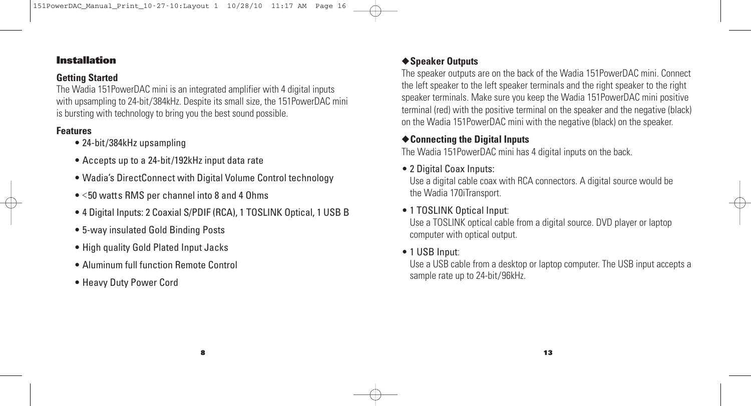## Installation

### Getting Started

The Wadia 151PowerDAC mini is an integrated amplifier with 4 digital inputs with upsampling to 24-bit/384kHz. Despite its small size, the 151PowerDAC mini is bursting with technology to bring you the best sound possible.

### Features

- 24-bit/384kHz upsampling
- Accepts up to a 24-bit/192kHz input data rate
- Wadia's DirectConnect with Digital Volume Control technology
- <50 watts RMS per channel into 8 and 4 Ohms
- 4 Digital Inputs: 2 Coaxial S/PDIF (RCA), 1 TOSLINK Optical, 1 USB B
- 5-way insulated Gold Binding Posts
- High quality Gold Plated Input Jacks
- Aluminum full function Remote Control
- Heavy Duty Power Cord

### ◆Speaker Outputs

The speaker outputs are on the back of the Wadia 151PowerDAC mini. Connect the left speaker to the left speaker terminals and the right speaker to the right speaker terminals. Make sure you keep the Wadia 151PowerDAC mini positive terminal (red) with the positive terminal on the speaker and the negative (black) on the Wadia 151PowerDAC mini with the negative (black) on the speaker.

### ◆Connecting the Digital Inputs

The Wadia 151PowerDAC mini has 4 digital inputs on the back.

- 2 Digital Coax Inputs:
  Use a digital cable coax with RCA connectors. A digital source would be the Wadia 170iTransport.
- 1 TOSLINK Optical Input:
  Use a TOSLINK optical cable from a digital source. DVD player or laptop computer with optical output.
- 1 USB Input:
  Use a USB cable from a desktop or laptop computer. The USB input accepts a sample rate up to 24-bit/96kHz.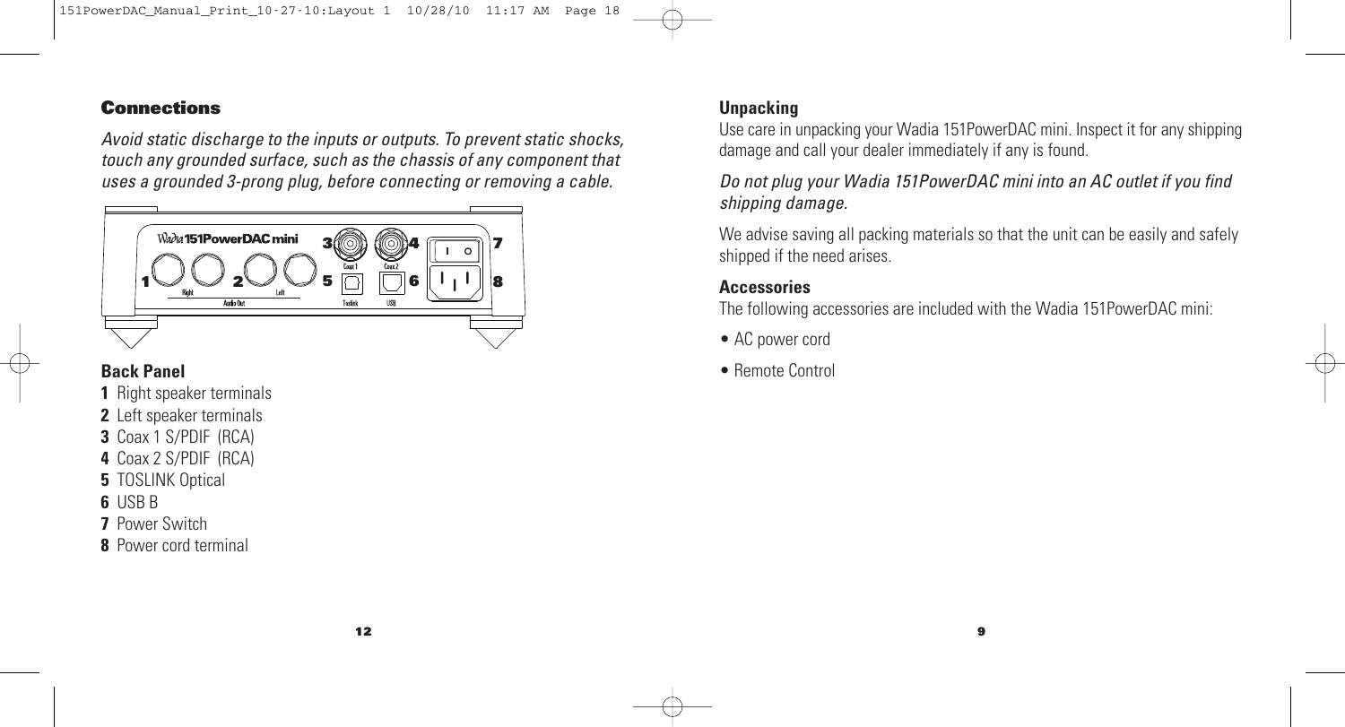## Connections

*Avoid static discharge to the inputs or outputs. To prevent static shocks, touch any grounded surface, such as the chassis of any component that uses a grounded 3-prong plug, before connecting or removing a cable.*

### Back Panel

**1** Right speaker terminals
**2** Left speaker terminals
**3** Coax 1 S/PDIF (RCA)
**4** Coax 2 S/PDIF (RCA)
**5** TOSLINK Optical
**6** USB B
**7** Power Switch
**8** Power cord terminal

### Unpacking

Use care in unpacking your Wadia 151PowerDAC mini. Inspect it for any shipping damage and call your dealer immediately if any is found.

*Do not plug your Wadia 151PowerDAC mini into an AC outlet if you find shipping damage.*

We advise saving all packing materials so that the unit can be easily and safely shipped if the need arises.

### Accessories

The following accessories are included with the Wadia 151PowerDAC mini:

- AC power cord
- Remote Control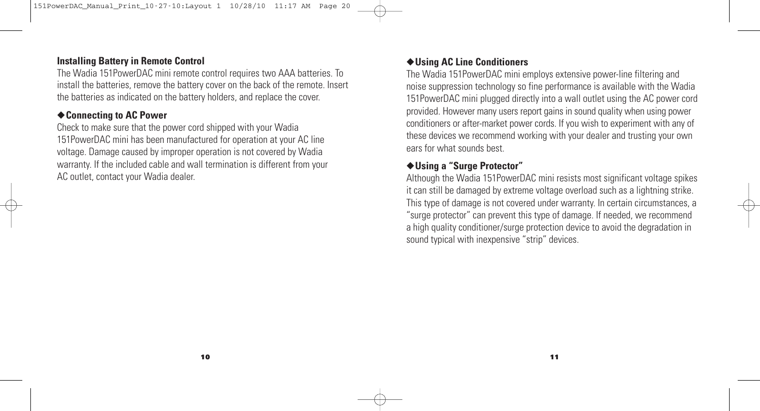### Installing Battery in Remote Control

The Wadia 151PowerDAC mini remote control requires two AAA batteries. To install the batteries, remove the battery cover on the back of the remote. Insert the batteries as indicated on the battery holders, and replace the cover.

### ◆Connecting to AC Power

Check to make sure that the power cord shipped with your Wadia 151PowerDAC mini has been manufactured for operation at your AC line voltage. Damage caused by improper operation is not covered by Wadia warranty. If the included cable and wall termination is different from your AC outlet, contact your Wadia dealer.

### ◆Using AC Line Conditioners

The Wadia 151PowerDAC mini employs extensive power-line filtering and noise suppression technology so fine performance is available with the Wadia 151PowerDAC mini plugged directly into a wall outlet using the AC power cord provided. However many users report gains in sound quality when using power conditioners or after-market power cords. If you wish to experiment with any of these devices we recommend working with your dealer and trusting your own ears for what sounds best.

### ◆Using a "Surge Protector"

Although the Wadia 151PowerDAC mini resists most significant voltage spikes it can still be damaged by extreme voltage overload such as a lightning strike. This type of damage is not covered under warranty. In certain circumstances, a "surge protector" can prevent this type of damage. If needed, we recommend a high quality conditioner/surge protection device to avoid the degradation in sound typical with inexpensive "strip" devices.